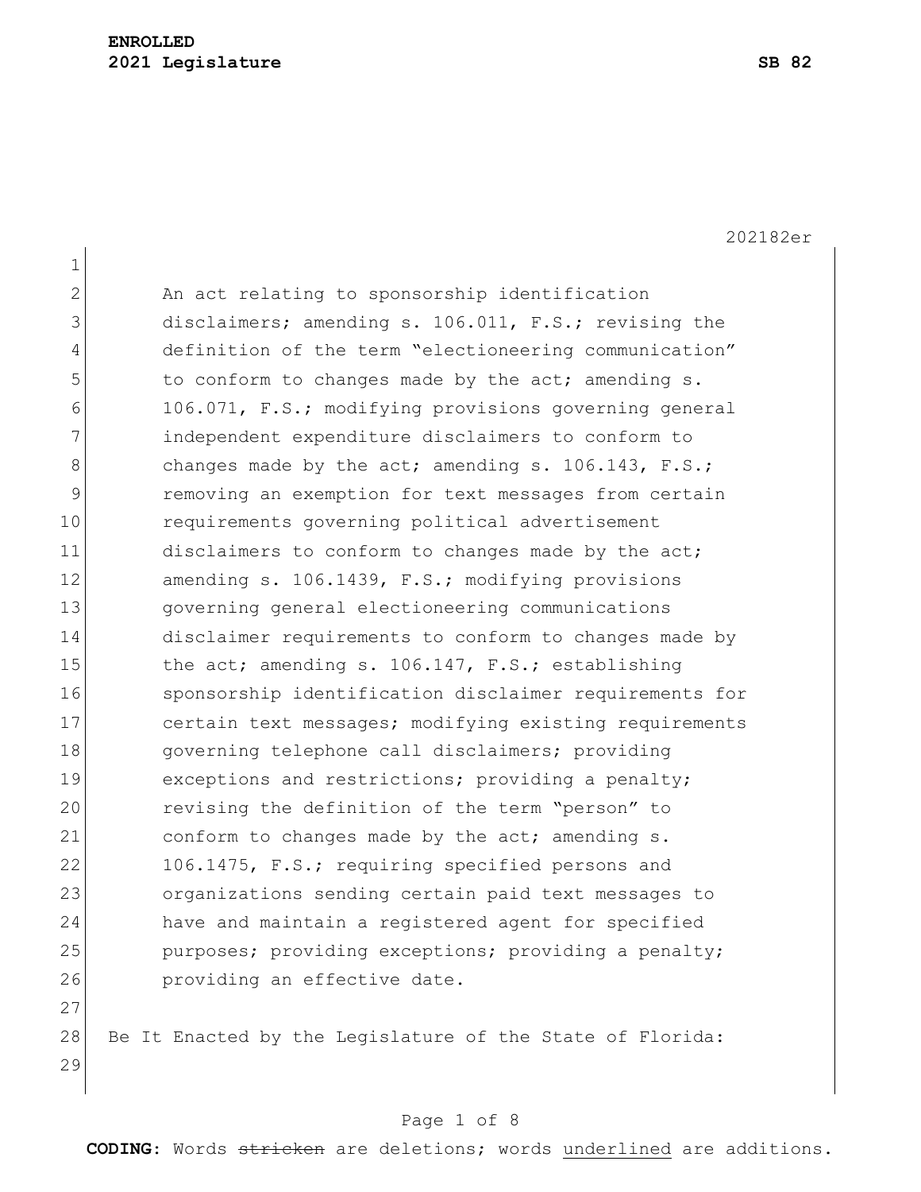**ENROLLED**
**2021 Legislature** **SB 82**

202182er

An act relating to sponsorship identification disclaimers; amending s. 106.011, F.S.; revising the definition of the term "electioneering communication" to conform to changes made by the act; amending s. 106.071, F.S.; modifying provisions governing general independent expenditure disclaimers to conform to changes made by the act; amending s. 106.143, F.S.; removing an exemption for text messages from certain requirements governing political advertisement disclaimers to conform to changes made by the act; amending s. 106.1439, F.S.; modifying provisions governing general electioneering communications disclaimer requirements to conform to changes made by the act; amending s. 106.147, F.S.; establishing sponsorship identification disclaimer requirements for certain text messages; modifying existing requirements governing telephone call disclaimers; providing exceptions and restrictions; providing a penalty; revising the definition of the term "person" to conform to changes made by the act; amending s. 106.1475, F.S.; requiring specified persons and organizations sending certain paid text messages to have and maintain a registered agent for specified purposes; providing exceptions; providing a penalty; providing an effective date.

Be It Enacted by the Legislature of the State of Florida:

**CODING:** Words ~~stricken~~ are deletions; words <u>underlined</u> are additions.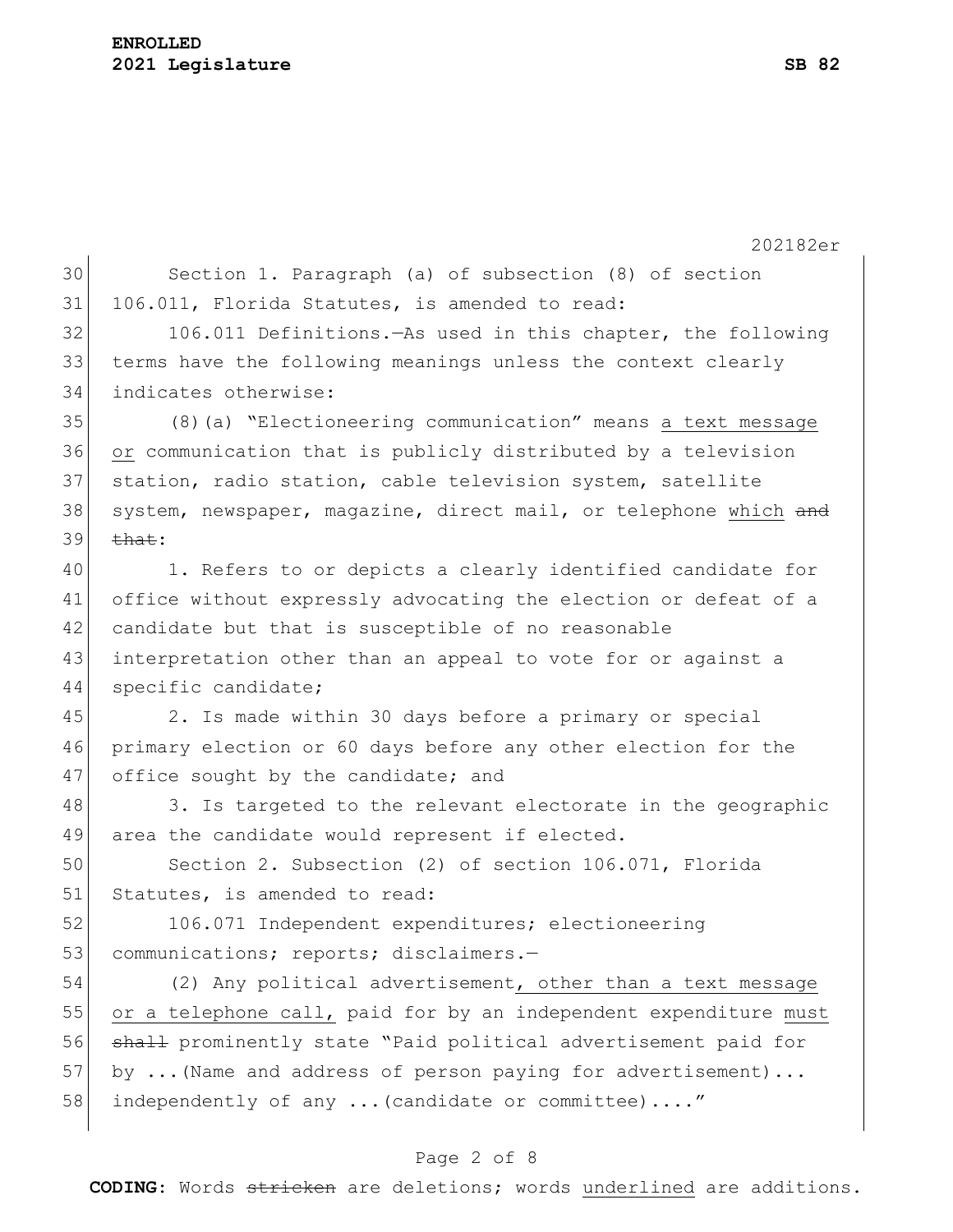Section 1. Paragraph (a) of subsection (8) of section 106.011, Florida Statutes, is amended to read:

106.011 Definitions.—As used in this chapter, the following terms have the following meanings unless the context clearly indicates otherwise:

(8)(a) "Electioneering communication" means a text message or communication that is publicly distributed by a television station, radio station, cable television system, satellite system, newspaper, magazine, direct mail, or telephone which ~~and that~~:

1. Refers to or depicts a clearly identified candidate for office without expressly advocating the election or defeat of a candidate but that is susceptible of no reasonable interpretation other than an appeal to vote for or against a specific candidate;

2. Is made within 30 days before a primary or special primary election or 60 days before any other election for the office sought by the candidate; and

3. Is targeted to the relevant electorate in the geographic area the candidate would represent if elected.

Section 2. Subsection (2) of section 106.071, Florida Statutes, is amended to read:

106.071 Independent expenditures; electioneering communications; reports; disclaimers.—

(2) Any political advertisement, other than a text message or a telephone call, paid for by an independent expenditure must ~~shall~~ prominently state "Paid political advertisement paid for by ...(Name and address of person paying for advertisement)... independently of any ...(candidate or committee)...."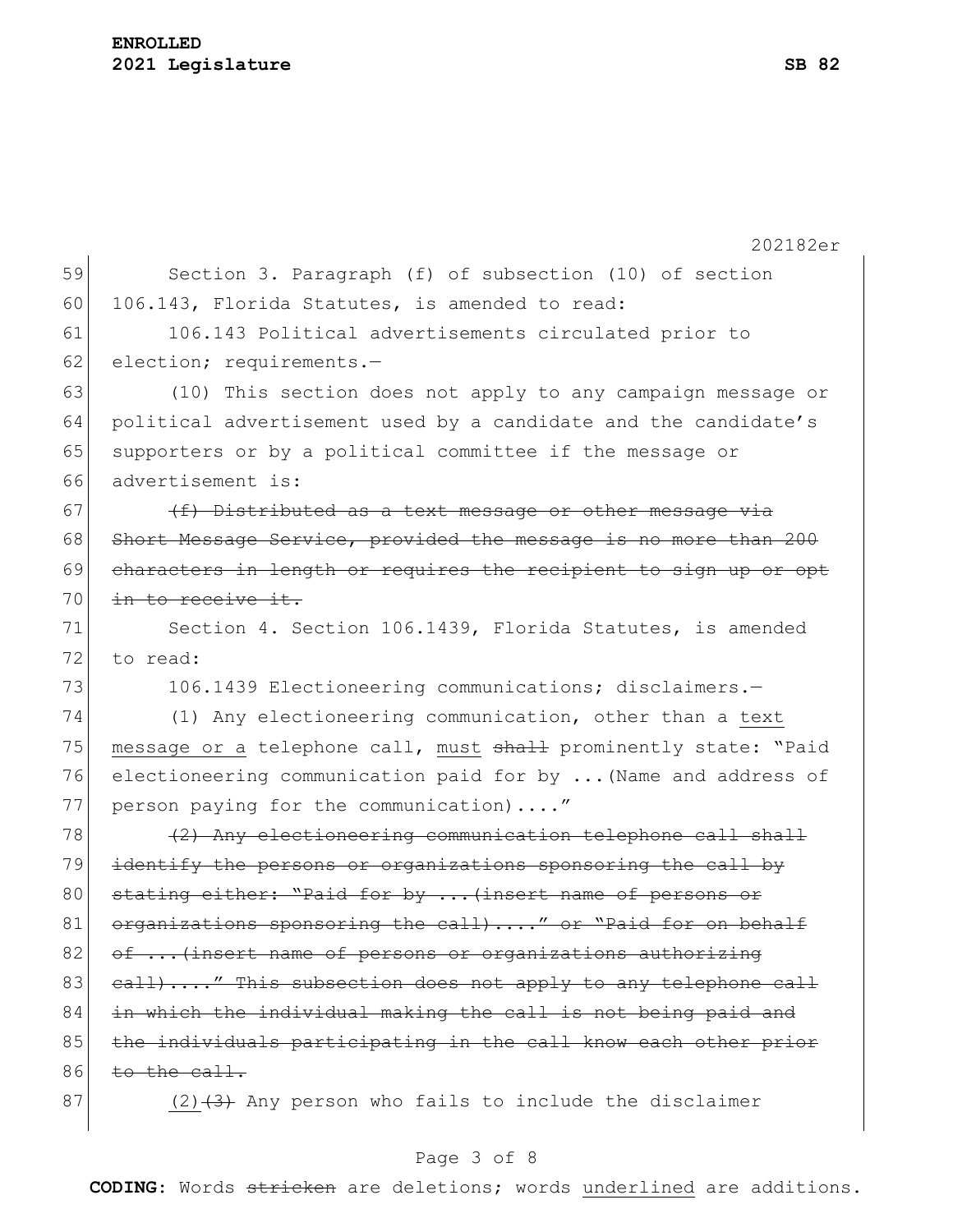Section 3. Paragraph (f) of subsection (10) of section 106.143, Florida Statutes, is amended to read:

106.143 Political advertisements circulated prior to election; requirements.—

(10) This section does not apply to any campaign message or political advertisement used by a candidate and the candidate's supporters or by a political committee if the message or advertisement is:

~~(f) Distributed as a text message or other message via Short Message Service, provided the message is no more than 200 characters in length or requires the recipient to sign up or opt in to receive it.~~

Section 4. Section 106.1439, Florida Statutes, is amended to read:

106.1439 Electioneering communications; disclaimers.—

(1) Any electioneering communication, other than a <u>text message or a</u> telephone call, <u>must</u> ~~shall~~ prominently state: "Paid electioneering communication paid for by ...(Name and address of person paying for the communication)...."

~~(2) Any electioneering communication telephone call shall identify the persons or organizations sponsoring the call by stating either: "Paid for by ...(insert name of persons or organizations sponsoring the call)...." or "Paid for on behalf of ...(insert name of persons or organizations authorizing call)...." This subsection does not apply to any telephone call in which the individual making the call is not being paid and the individuals participating in the call know each other prior to the call.~~

<u>(2)</u>~~(3)~~ Any person who fails to include the disclaimer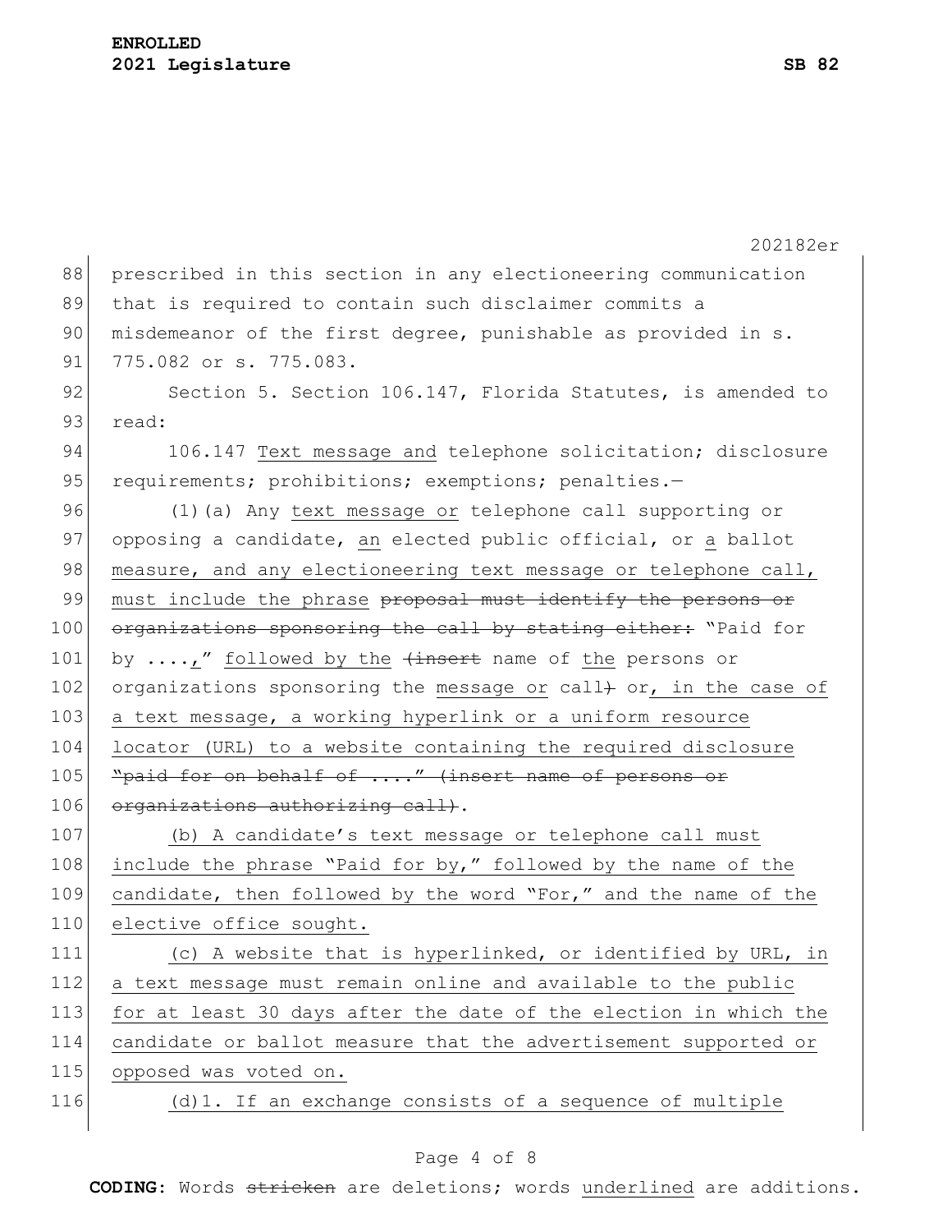prescribed in this section in any electioneering communication that is required to contain such disclaimer commits a misdemeanor of the first degree, punishable as provided in s. 775.082 or s. 775.083.

Section 5. Section 106.147, Florida Statutes, is amended to read:

106.147 <u>Text message and</u> telephone solicitation; disclosure requirements; prohibitions; exemptions; penalties.—

(1)(a) Any <u>text message or</u> telephone call supporting or opposing a candidate, <u>an</u> elected public official, or <u>a</u> ballot <u>measure, and any electioneering text message or telephone call, must include the phrase</u> ~~proposal must identify the persons or organizations sponsoring the call by stating either:~~ "Paid for by ....<u>,</u>" <u>followed by the</u> ~~(insert~~ name of <u>the</u> persons or organizations sponsoring the <u>message or</u> call~~)~~ or<u>, in the case of a text message, a working hyperlink or a uniform resource locator (URL) to a website containing the required disclosure</u> ~~"paid for on behalf of ...." (insert name of persons or organizations authorizing call)~~.

<u>(b) A candidate's text message or telephone call must include the phrase "Paid for by," followed by the name of the candidate, then followed by the word "For," and the name of the elective office sought.</u>

<u>(c) A website that is hyperlinked, or identified by URL, in a text message must remain online and available to the public for at least 30 days after the date of the election in which the candidate or ballot measure that the advertisement supported or opposed was voted on.</u>

<u>(d)1. If an exchange consists of a sequence of multiple</u>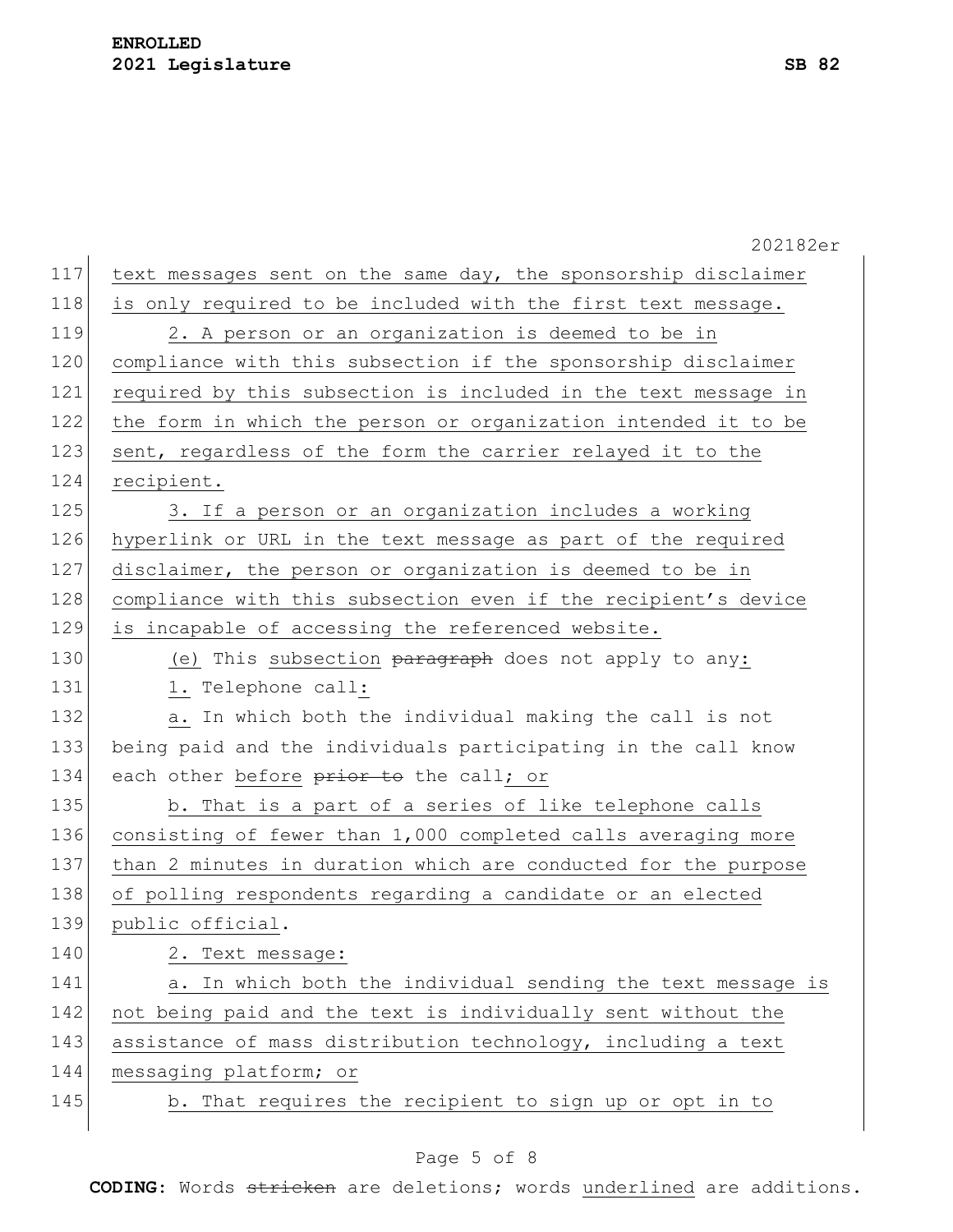text messages sent on the same day, the sponsorship disclaimer is only required to be included with the first text message.

2. A person or an organization is deemed to be in compliance with this subsection if the sponsorship disclaimer required by this subsection is included in the text message in the form in which the person or organization intended it to be sent, regardless of the form the carrier relayed it to the recipient.

3. If a person or an organization includes a working hyperlink or URL in the text message as part of the required disclaimer, the person or organization is deemed to be in compliance with this subsection even if the recipient's device is incapable of accessing the referenced website.

(e) This subsection ~~paragraph~~ does not apply to any:

1. Telephone call:

a. In which both the individual making the call is not being paid and the individuals participating in the call know each other before ~~prior to~~ the call; or

b. That is a part of a series of like telephone calls consisting of fewer than 1,000 completed calls averaging more than 2 minutes in duration which are conducted for the purpose of polling respondents regarding a candidate or an elected public official.

2. Text message:

a. In which both the individual sending the text message is not being paid and the text is individually sent without the assistance of mass distribution technology, including a text messaging platform; or

b. That requires the recipient to sign up or opt in to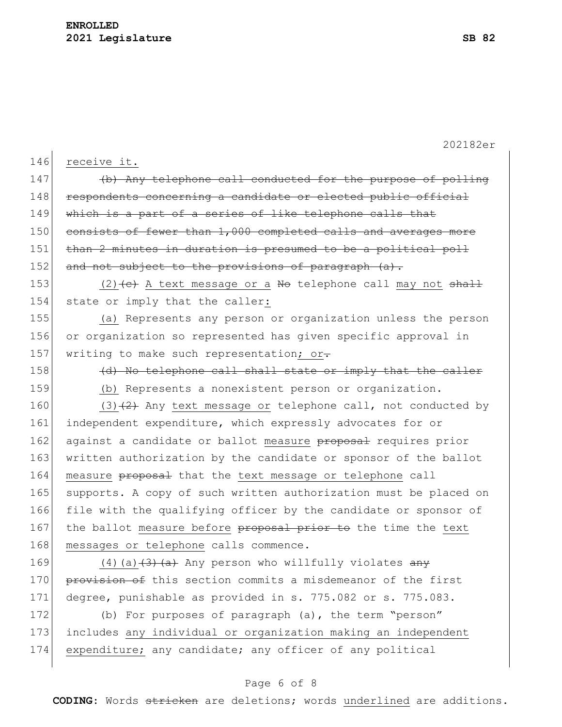146 receive it.

147 ~~(b) Any telephone call conducted for the purpose of polling~~
148 ~~respondents concerning a candidate or elected public official~~
149 ~~which is a part of a series of like telephone calls that~~
150 ~~consists of fewer than 1,000 completed calls and averages more~~
151 ~~than 2 minutes in duration is presumed to be a political poll~~
152 ~~and not subject to the provisions of paragraph (a).~~

153 <u>(2)</u>~~(c)~~ <u>A text message or a</u> ~~No~~ telephone call <u>may not</u> ~~shall~~
154 state or imply that the caller<u>:</u>

155 <u>(a)</u> Represents any person or organization unless the person
156 or organization so represented has given specific approval in
157 writing to make such representation<u>; or</u>~~.~~

158 ~~(d) No telephone call shall state or imply that the caller~~
159 <u>(b)</u> Represents a nonexistent person or organization.

160 <u>(3)</u>~~(2)~~ Any <u>text message or</u> telephone call, not conducted by
161 independent expenditure, which expressly advocates for or
162 against a candidate or ballot <u>measure</u> ~~proposal~~ requires prior
163 written authorization by the candidate or sponsor of the ballot
164 <u>measure</u> ~~proposal~~ that the <u>text message or telephone</u> call
165 supports. A copy of such written authorization must be placed on
166 file with the qualifying officer by the candidate or sponsor of
167 the ballot <u>measure before</u> ~~proposal prior to~~ the time the <u>text</u>
168 <u>messages or telephone</u> calls commence.

169 <u>(4)(a)</u>~~(3)(a)~~ Any person who willfully violates ~~any~~
170 ~~provision of~~ this section commits a misdemeanor of the first
171 degree, punishable as provided in s. 775.082 or s. 775.083.

172 (b) For purposes of paragraph (a), the term "person"
173 includes <u>any individual or organization making an independent</u>
174 <u>expenditure;</u> any candidate; any officer of any political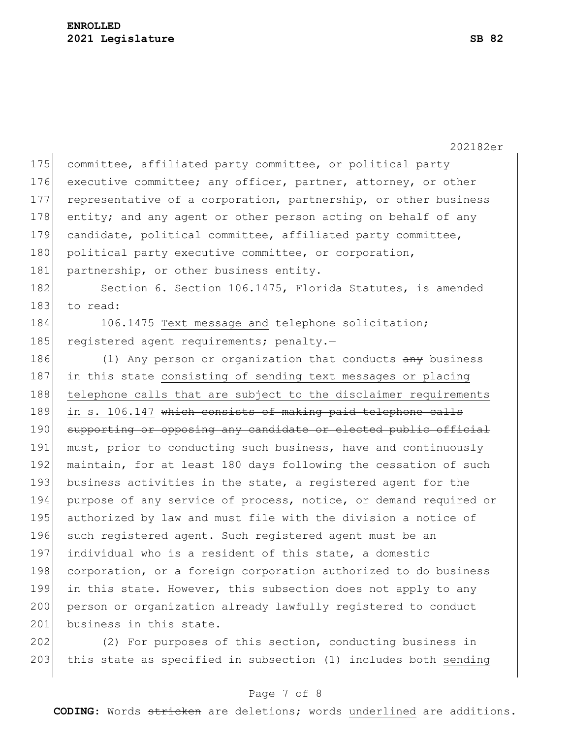committee, affiliated party committee, or political party executive committee; any officer, partner, attorney, or other representative of a corporation, partnership, or other business entity; and any agent or other person acting on behalf of any candidate, political committee, affiliated party committee, political party executive committee, or corporation, partnership, or other business entity.

Section 6. Section 106.1475, Florida Statutes, is amended to read:

106.1475 <u>Text message and</u> telephone solicitation; registered agent requirements; penalty.—

(1) Any person or organization that conducts ~~any~~ business in this state <u>consisting of sending text messages or placing telephone calls that are subject to the disclaimer requirements in s. 106.147</u> ~~which consists of making paid telephone calls supporting or opposing any candidate or elected public official~~ must, prior to conducting such business, have and continuously maintain, for at least 180 days following the cessation of such business activities in the state, a registered agent for the purpose of any service of process, notice, or demand required or authorized by law and must file with the division a notice of such registered agent. Such registered agent must be an individual who is a resident of this state, a domestic corporation, or a foreign corporation authorized to do business in this state. However, this subsection does not apply to any person or organization already lawfully registered to conduct business in this state.

(2) For purposes of this section, conducting business in this state as specified in subsection (1) includes both <u>sending</u>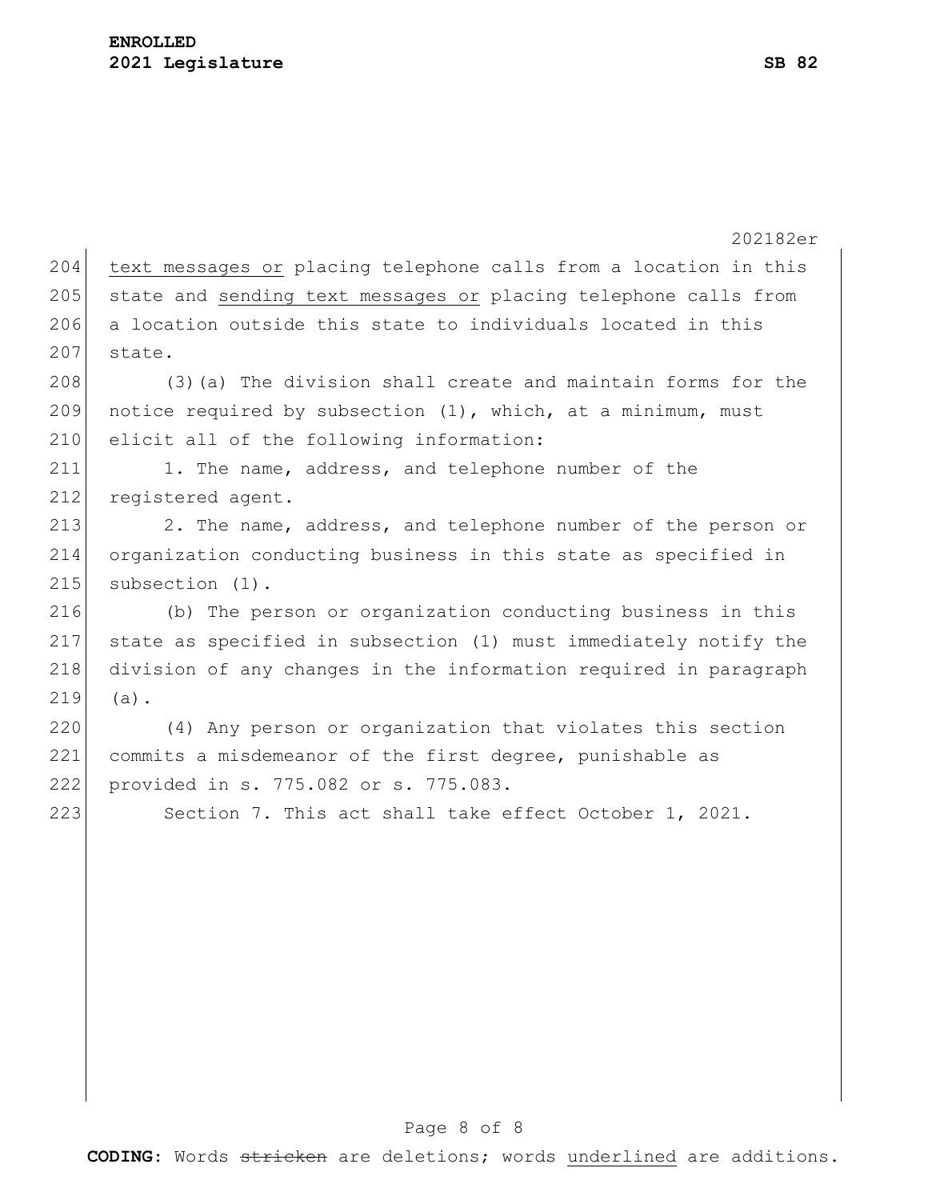text messages or placing telephone calls from a location in this state and sending text messages or placing telephone calls from a location outside this state to individuals located in this state.

(3)(a) The division shall create and maintain forms for the notice required by subsection (1), which, at a minimum, must elicit all of the following information:

1. The name, address, and telephone number of the registered agent.

2. The name, address, and telephone number of the person or organization conducting business in this state as specified in subsection (1).

(b) The person or organization conducting business in this state as specified in subsection (1) must immediately notify the division of any changes in the information required in paragraph (a).

(4) Any person or organization that violates this section commits a misdemeanor of the first degree, punishable as provided in s. 775.082 or s. 775.083.

Section 7. This act shall take effect October 1, 2021.